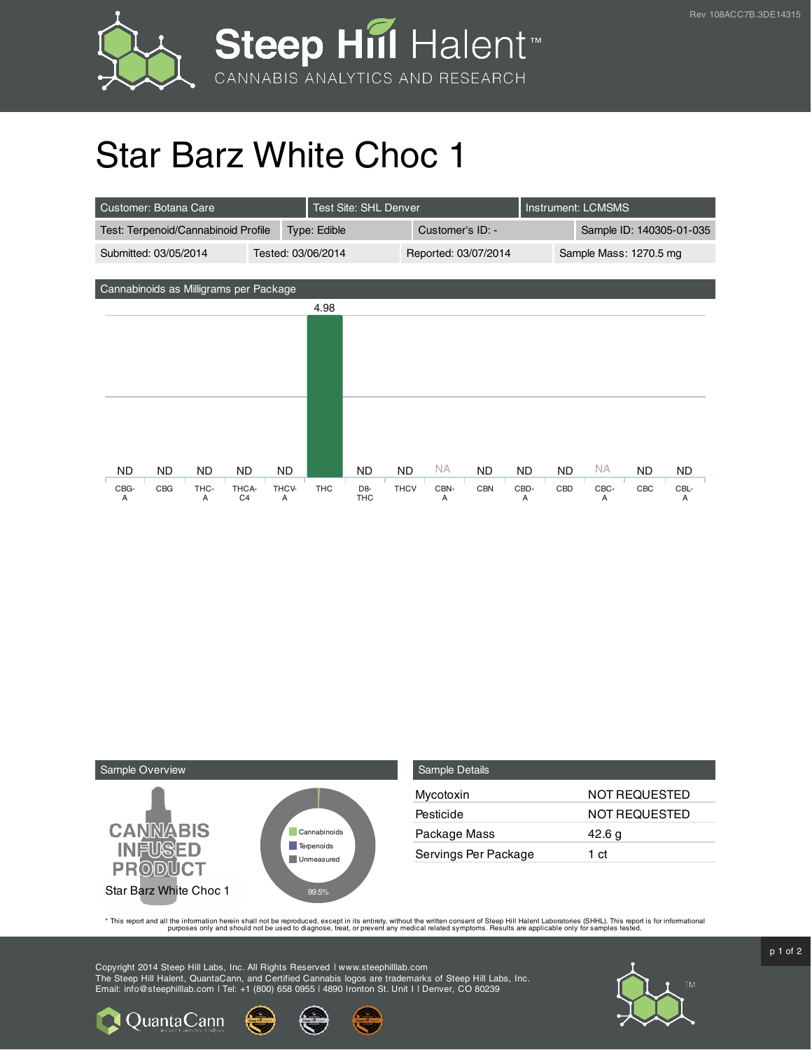Steep Hill Halent™

CANNABIS ANALYTICS AND RESEARCH

Rev 108ACC7B.3DE14315

# Star Barz White Choc 1

| Customer: Botana Care | Test Site: SHL Denver | Instrument: LCMSMS | |
|---|---|---|---|
| Test: Terpenoid/Cannabinoid Profile | Type: Edible | Customer's ID: - | Sample ID: 140305-01-035 |
| Submitted: 03/05/2014 | Tested: 03/06/2014 | Reported: 03/07/2014 | Sample Mass: 1270.5 mg |

## Cannabinoids as Milligrams per Package

| CBG-A | CBG | THC-A | THCA-C4 | THCV-A | THC | D8-THC | THCV | CBN-A | CBN | CBD-A | CBD | CBC-A | CBC | CBL-A |
|---|---|---|---|---|---|---|---|---|---|---|---|---|---|---|
| ND | ND | ND | ND | ND | 4.98 | ND | ND | NA | ND | ND | ND | NA | ND | ND |

## Sample Overview

CANNABIS INFUSED PRODUCT

Star Barz White Choc 1

Cannabinoids

Terpenoids

Unmeasured

99.5%

## Sample Details

| | |
|---|---|
| Mycotoxin | NOT REQUESTED |
| Pesticide | NOT REQUESTED |
| Package Mass | 42.6 g |
| Servings Per Package | 1 ct |

* This report and all the information herein shall not be reproduced, except in its entirety, without the written consent of Steep Hill Halent Laboratories (SHHL). This report is for informational purposes only and should not be used to diagnose, treat, or prevent any medical related symptoms. Results are applicable only for samples tested.

Copyright 2014 Steep Hill Labs, Inc. All Rights Reserved | www.steephilllab.com
The Steep Hill Halent, QuantaCann, and Certified Cannabis logos are trademarks of Steep Hill Labs, Inc.
Email: info@steephilllab.com | Tel: +1 (800) 658 0955 | 4890 Ironton St. Unit I | Denver, CO 80239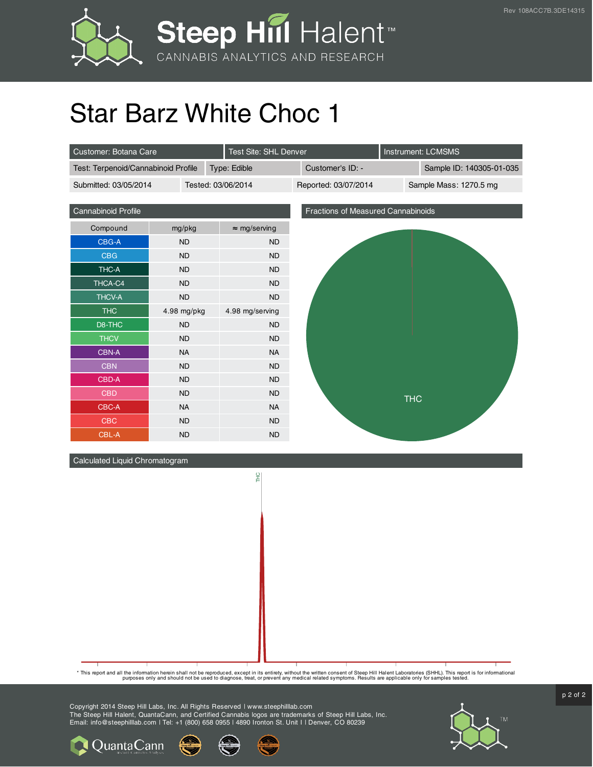# Star Barz White Choc 1

| | | |
|---|---|---|
| Customer: Botana Care | Test Site: SHL Denver | Instrument: LCMSMS |
| Test: Terpenoid/Cannabinoid Profile | Type: Edible | Customer's ID: - | Sample ID: 140305-01-035 |
| Submitted: 03/05/2014 | Tested: 03/06/2014 | Reported: 03/07/2014 | Sample Mass: 1270.5 mg |

## Cannabinoid Profile

| Compound | mg/pkg | ≈ mg/serving |
|---|---|---|
| CBG-A | ND | ND |
| CBG | ND | ND |
| THC-A | ND | ND |
| THCA-C4 | ND | ND |
| THCV-A | ND | ND |
| THC | 4.98 mg/pkg | 4.98 mg/serving |
| D8-THC | ND | ND |
| THCV | ND | ND |
| CBN-A | NA | NA |
| CBN | ND | ND |
| CBD-A | ND | ND |
| CBD | ND | ND |
| CBC-A | NA | NA |
| CBC | ND | ND |
| CBL-A | ND | ND |

## Fractions of Measured Cannabinoids

THC

## Calculated Liquid Chromatogram

THC

* This report and all the information herein shall not be reproduced, except in its entirety, without the written consent of Steep Hill Halent Laboratories (SHHL). This report is for informational purposes only and should not be used to diagnose, treat, or prevent any medical related symptoms. Results are applicable only for samples tested.

Copyright 2014 Steep Hill Labs, Inc. All Rights Reserved | www.steephilllab.com
The Steep Hill Halent, QuantaCann, and Certified Cannabis logos are trademarks of Steep Hill Labs, Inc.
Email: info@steephilllab.com | Tel: +1 (800) 658 0955 | 4890 Ironton St. Unit I | Denver, CO 80239